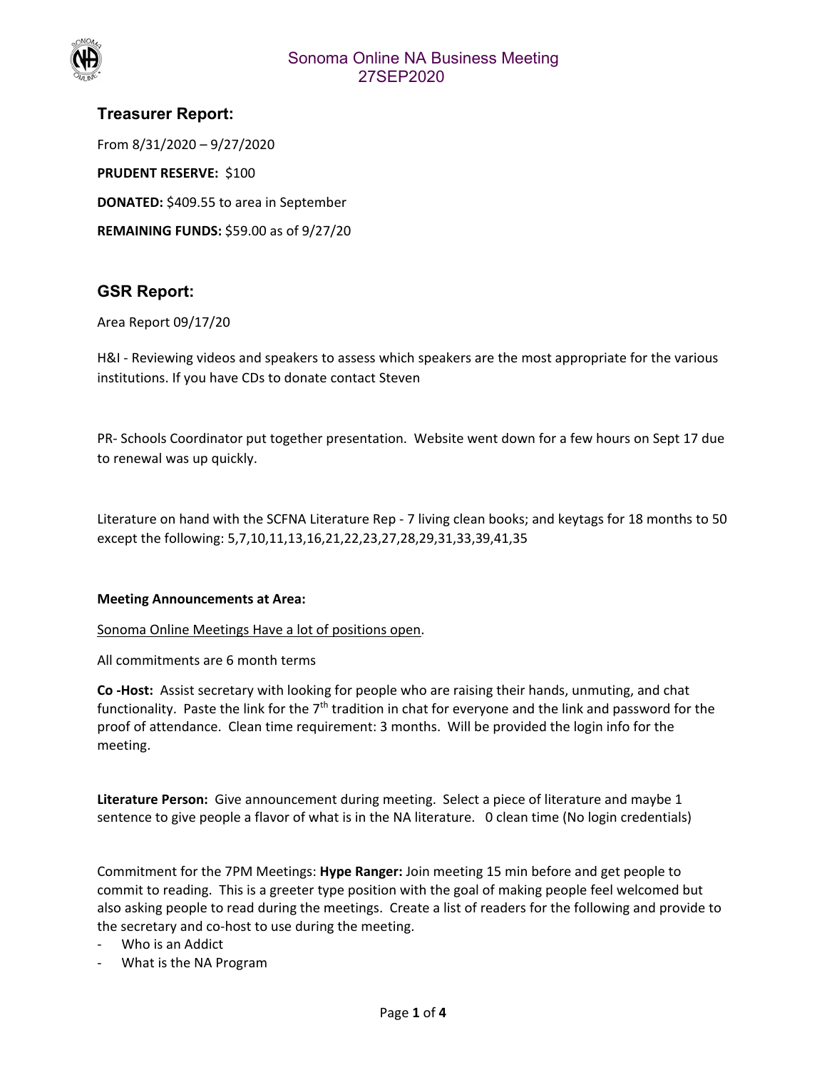# Sonoma Online NA Business Meeting 27SEP2020

## Treasurer Report:

From 8/31/2020 – 9/27/2020

**PRUDENT RESERVE:** $100

**DONATED:** $409.55 to area in September

**REMAINING FUNDS:** $59.00 as of 9/27/20

## GSR Report:

Area Report 09/17/20

H&I - Reviewing videos and speakers to assess which speakers are the most appropriate for the various institutions. If you have CDs to donate contact Steven

PR- Schools Coordinator put together presentation. Website went down for a few hours on Sept 17 due to renewal was up quickly.

Literature on hand with the SCFNA Literature Rep - 7 living clean books; and keytags for 18 months to 50 except the following: 5,7,10,11,13,16,21,22,23,27,28,29,31,33,39,41,35

**Meeting Announcements at Area:**

<u>Sonoma Online Meetings Have a lot of positions open</u>.

All commitments are 6 month terms

**Co -Host:** Assist secretary with looking for people who are raising their hands, unmuting, and chat functionality. Paste the link for the 7th tradition in chat for everyone and the link and password for the proof of attendance. Clean time requirement: 3 months. Will be provided the login info for the meeting.

**Literature Person:** Give announcement during meeting. Select a piece of literature and maybe 1 sentence to give people a flavor of what is in the NA literature. 0 clean time (No login credentials)

Commitment for the 7PM Meetings: **Hype Ranger:** Join meeting 15 min before and get people to commit to reading. This is a greeter type position with the goal of making people feel welcomed but also asking people to read during the meetings. Create a list of readers for the following and provide to the secretary and co-host to use during the meeting.

- Who is an Addict
- What is the NA Program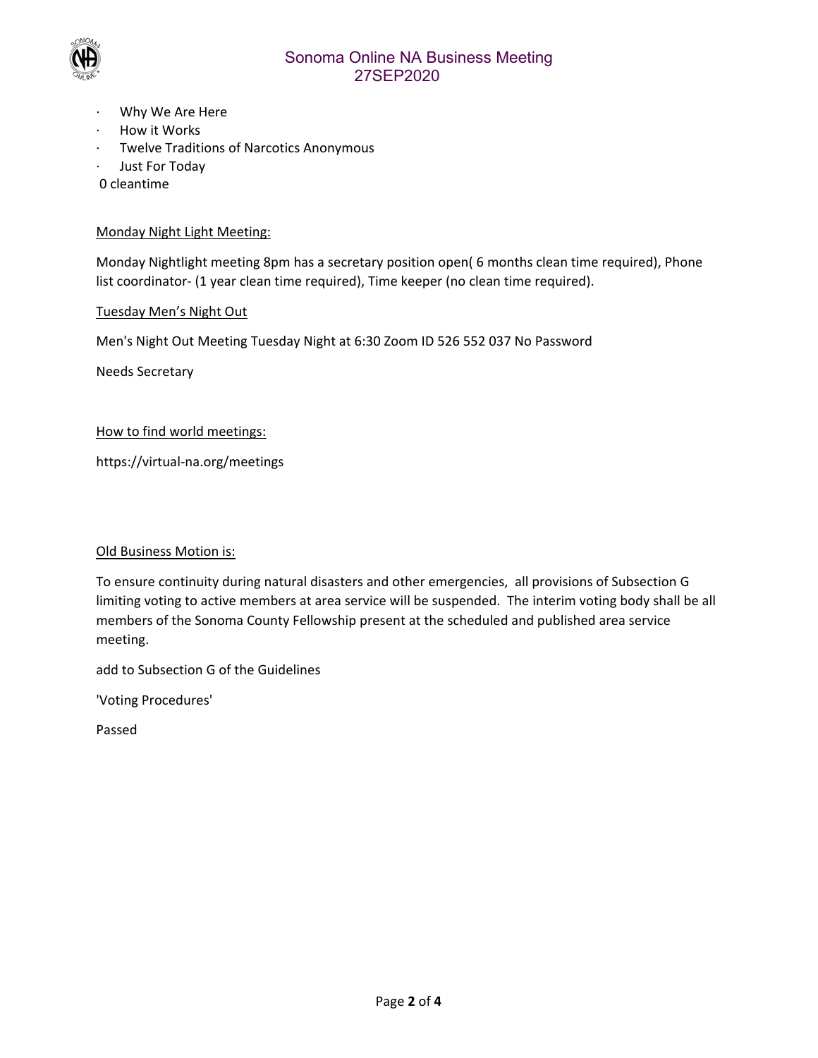- Why We Are Here
- How it Works
- Twelve Traditions of Narcotics Anonymous
- Just For Today

0 cleantime

<u>Monday Night Light Meeting:</u>

Monday Nightlight meeting 8pm has a secretary position open( 6 months clean time required), Phone list coordinator- (1 year clean time required), Time keeper (no clean time required).

<u>Tuesday Men's Night Out</u>

Men's Night Out Meeting Tuesday Night at 6:30 Zoom ID 526 552 037 No Password

Needs Secretary

<u>How to find world meetings:</u>

https://virtual-na.org/meetings

<u>Old Business Motion is:</u>

To ensure continuity during natural disasters and other emergencies, all provisions of Subsection G limiting voting to active members at area service will be suspended. The interim voting body shall be all members of the Sonoma County Fellowship present at the scheduled and published area service meeting.

add to Subsection G of the Guidelines

'Voting Procedures'

Passed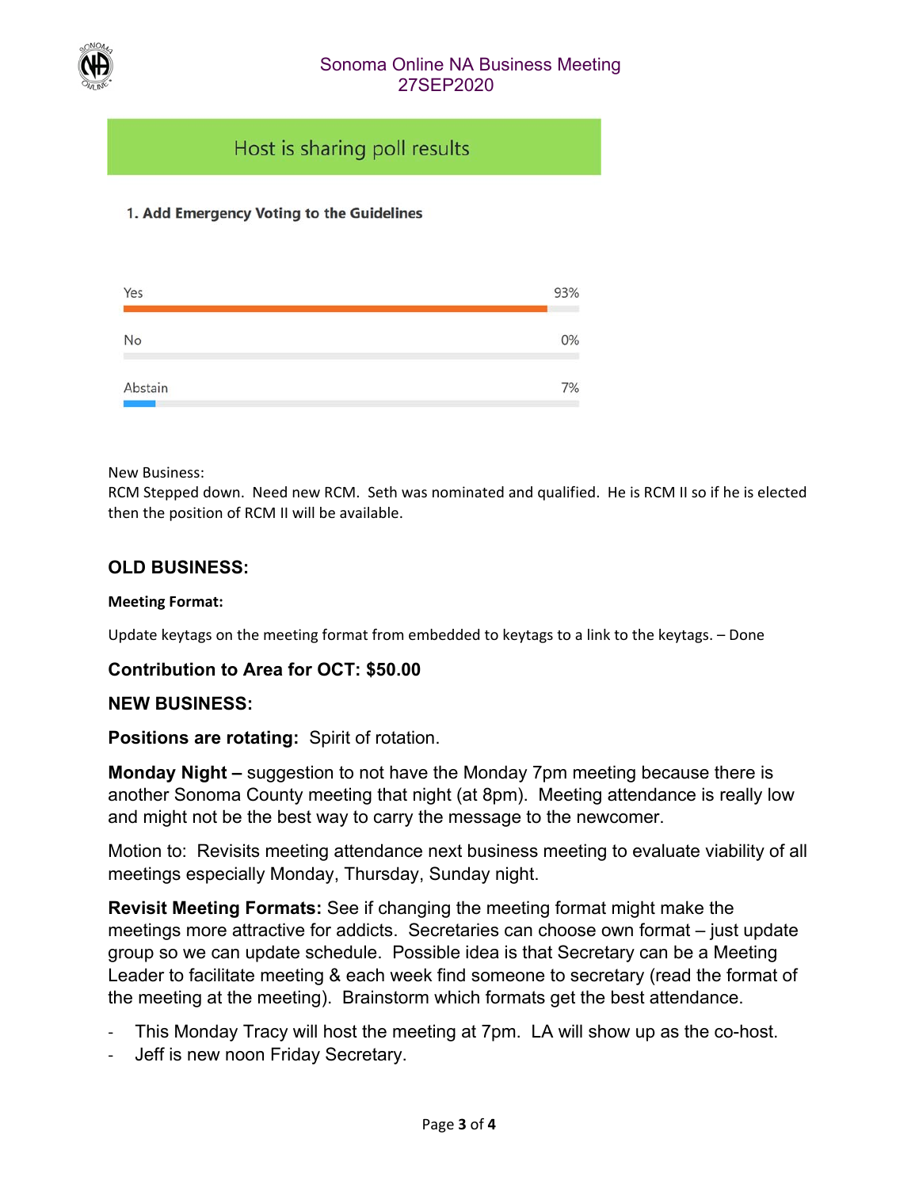Host is sharing poll results

**1. Add Emergency Voting to the Guidelines**

| Option | Result |
| --- | --- |
| Yes | 93% |
| No | 0% |
| Abstain | 7% |

New Business:
RCM Stepped down. Need new RCM. Seth was nominated and qualified. He is RCM II so if he is elected then the position of RCM II will be available.

## OLD BUSINESS:

**Meeting Format:**

Update keytags on the meeting format from embedded to keytags to a link to the keytags. – Done

**Contribution to Area for OCT: $50.00**

## NEW BUSINESS:

**Positions are rotating:** Spirit of rotation.

**Monday Night –** suggestion to not have the Monday 7pm meeting because there is another Sonoma County meeting that night (at 8pm). Meeting attendance is really low and might not be the best way to carry the message to the newcomer.

Motion to: Revisits meeting attendance next business meeting to evaluate viability of all meetings especially Monday, Thursday, Sunday night.

**Revisit Meeting Formats:** See if changing the meeting format might make the meetings more attractive for addicts. Secretaries can choose own format – just update group so we can update schedule. Possible idea is that Secretary can be a Meeting Leader to facilitate meeting & each week find someone to secretary (read the format of the meeting at the meeting). Brainstorm which formats get the best attendance.

- This Monday Tracy will host the meeting at 7pm. LA will show up as the co-host.
- Jeff is new noon Friday Secretary.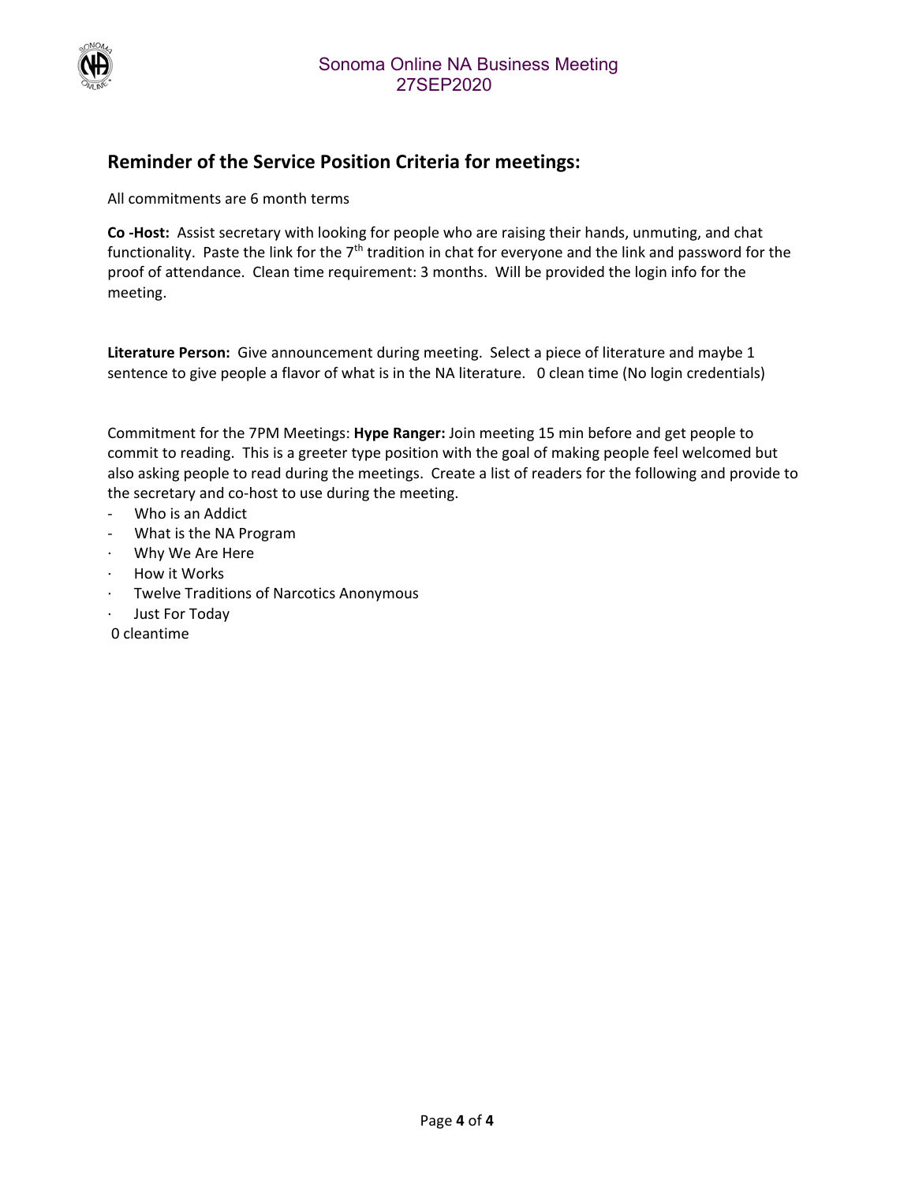## Reminder of the Service Position Criteria for meetings:

All commitments are 6 month terms

**Co -Host:** Assist secretary with looking for people who are raising their hands, unmuting, and chat functionality. Paste the link for the 7th tradition in chat for everyone and the link and password for the proof of attendance. Clean time requirement: 3 months. Will be provided the login info for the meeting.

**Literature Person:** Give announcement during meeting. Select a piece of literature and maybe 1 sentence to give people a flavor of what is in the NA literature. 0 clean time (No login credentials)

Commitment for the 7PM Meetings: **Hype Ranger:** Join meeting 15 min before and get people to commit to reading. This is a greeter type position with the goal of making people feel welcomed but also asking people to read during the meetings. Create a list of readers for the following and provide to the secretary and co-host to use during the meeting.

- Who is an Addict
- What is the NA Program
- Why We Are Here
- How it Works
- Twelve Traditions of Narcotics Anonymous
- Just For Today

0 cleantime